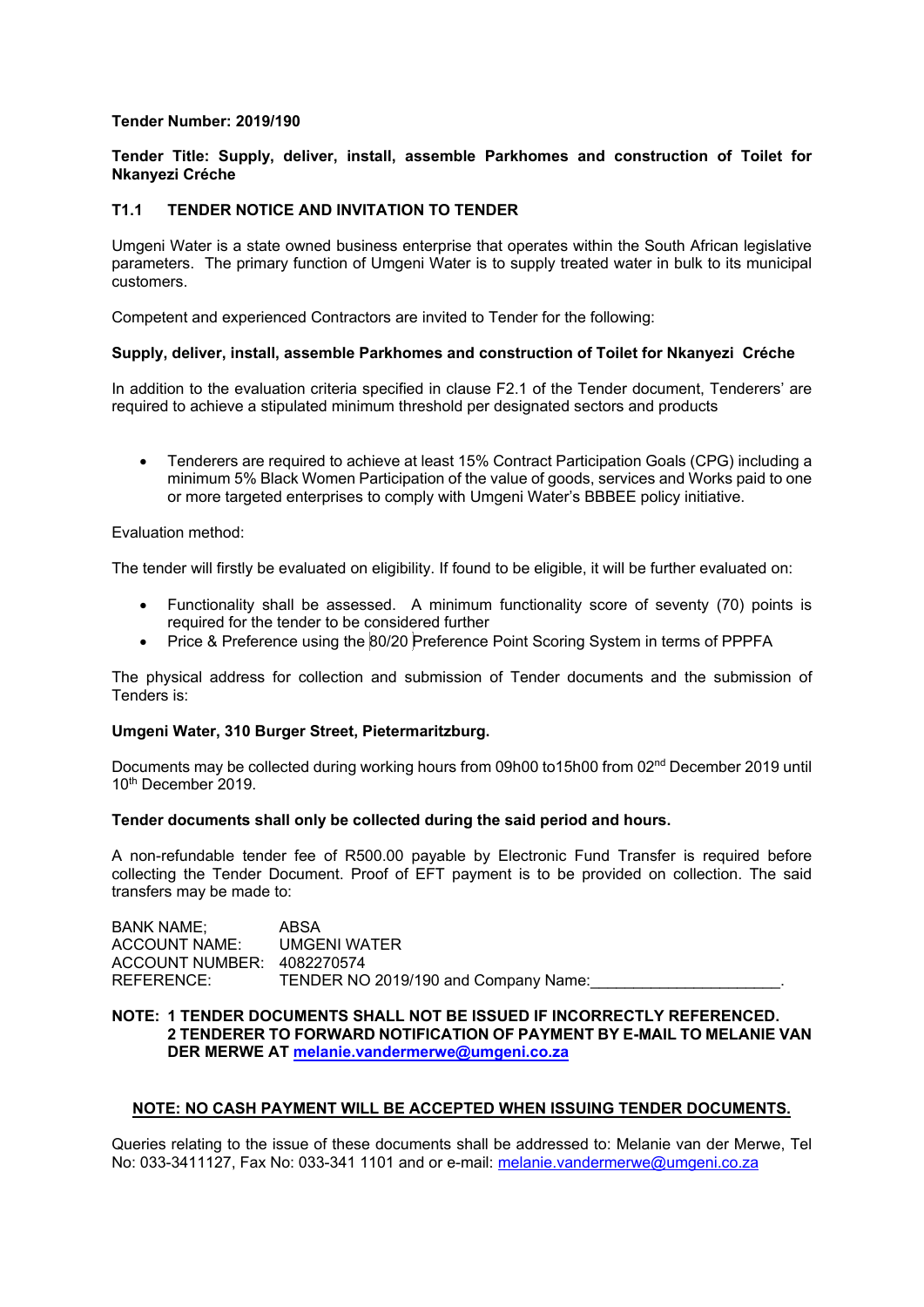**Tender Number: 2019/190**

**Tender Title: Supply, deliver, install, assemble Parkhomes and construction of Toilet for Nkanyezi Créche**

## T1.1 TENDER NOTICE AND INVITATION TO TENDER

Umgeni Water is a state owned business enterprise that operates within the South African legislative parameters. The primary function of Umgeni Water is to supply treated water in bulk to its municipal customers.

Competent and experienced Contractors are invited to Tender for the following:

**Supply, deliver, install, assemble Parkhomes and construction of Toilet for Nkanyezi Créche**

In addition to the evaluation criteria specified in clause F2.1 of the Tender document, Tenderers' are required to achieve a stipulated minimum threshold per designated sectors and products

- Tenderers are required to achieve at least 15% Contract Participation Goals (CPG) including a minimum 5% Black Women Participation of the value of goods, services and Works paid to one or more targeted enterprises to comply with Umgeni Water's BBBEE policy initiative.

Evaluation method:

The tender will firstly be evaluated on eligibility. If found to be eligible, it will be further evaluated on:

- Functionality shall be assessed. A minimum functionality score of seventy (70) points is required for the tender to be considered further
- Price & Preference using the 80/20 Preference Point Scoring System in terms of PPPFA

The physical address for collection and submission of Tender documents and the submission of Tenders is:

**Umgeni Water, 310 Burger Street, Pietermaritzburg.**

Documents may be collected during working hours from 09h00 to15h00 from 02nd December 2019 until 10th December 2019.

**Tender documents shall only be collected during the said period and hours.**

A non-refundable tender fee of R500.00 payable by Electronic Fund Transfer is required before collecting the Tender Document. Proof of EFT payment is to be provided on collection. The said transfers may be made to:

BANK NAME; ABSA
ACCOUNT NAME: UMGENI WATER
ACCOUNT NUMBER: 4082270574
REFERENCE: TENDER NO 2019/190 and Company Name:_____________________.

**NOTE: 1 TENDER DOCUMENTS SHALL NOT BE ISSUED IF INCORRECTLY REFERENCED.**
**2 TENDERER TO FORWARD NOTIFICATION OF PAYMENT BY E-MAIL TO MELANIE VAN DER MERWE AT melanie.vandermerwe@umgeni.co.za**

**NOTE: NO CASH PAYMENT WILL BE ACCEPTED WHEN ISSUING TENDER DOCUMENTS.**

Queries relating to the issue of these documents shall be addressed to: Melanie van der Merwe, Tel No: 033-3411127, Fax No: 033-341 1101 and or e-mail: melanie.vandermerwe@umgeni.co.za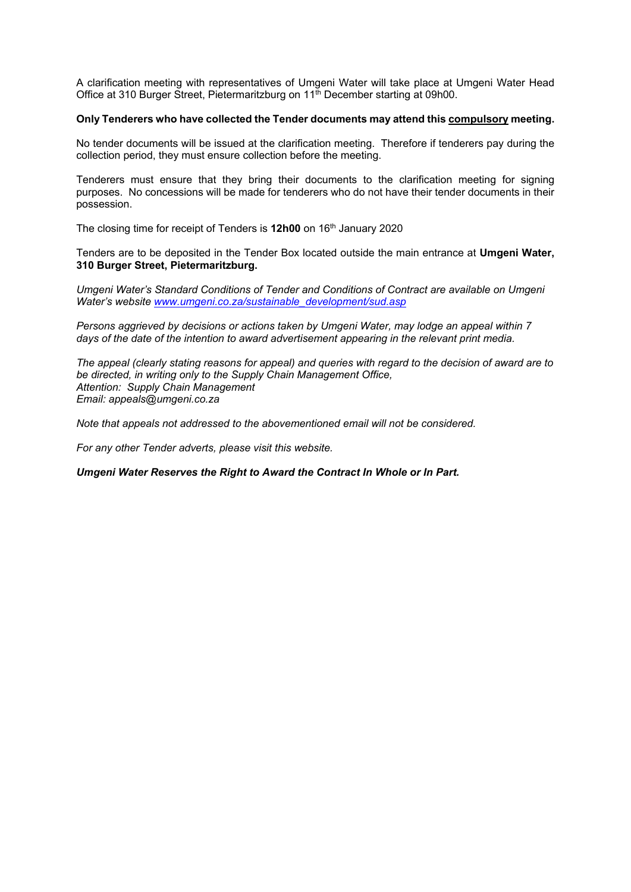A clarification meeting with representatives of Umgeni Water will take place at Umgeni Water Head Office at 310 Burger Street, Pietermaritzburg on 11th December starting at 09h00.

**Only Tenderers who have collected the Tender documents may attend this compulsory meeting.**

No tender documents will be issued at the clarification meeting. Therefore if tenderers pay during the collection period, they must ensure collection before the meeting.

Tenderers must ensure that they bring their documents to the clarification meeting for signing purposes. No concessions will be made for tenderers who do not have their tender documents in their possession.

The closing time for receipt of Tenders is **12h00** on 16th January 2020

Tenders are to be deposited in the Tender Box located outside the main entrance at **Umgeni Water, 310 Burger Street, Pietermaritzburg.**

*Umgeni Water's Standard Conditions of Tender and Conditions of Contract are available on Umgeni Water's website [www.umgeni.co.za/sustainable_development/sud.asp](www.umgeni.co.za/sustainable_development/sud.asp)*

*Persons aggrieved by decisions or actions taken by Umgeni Water, may lodge an appeal within 7 days of the date of the intention to award advertisement appearing in the relevant print media.*

*The appeal (clearly stating reasons for appeal) and queries with regard to the decision of award are to be directed, in writing only to the Supply Chain Management Office,*
*Attention: Supply Chain Management*
*Email: appeals@umgeni.co.za*

*Note that appeals not addressed to the abovementioned email will not be considered.*

*For any other Tender adverts, please visit this website.*

***Umgeni Water Reserves the Right to Award the Contract In Whole or In Part.***